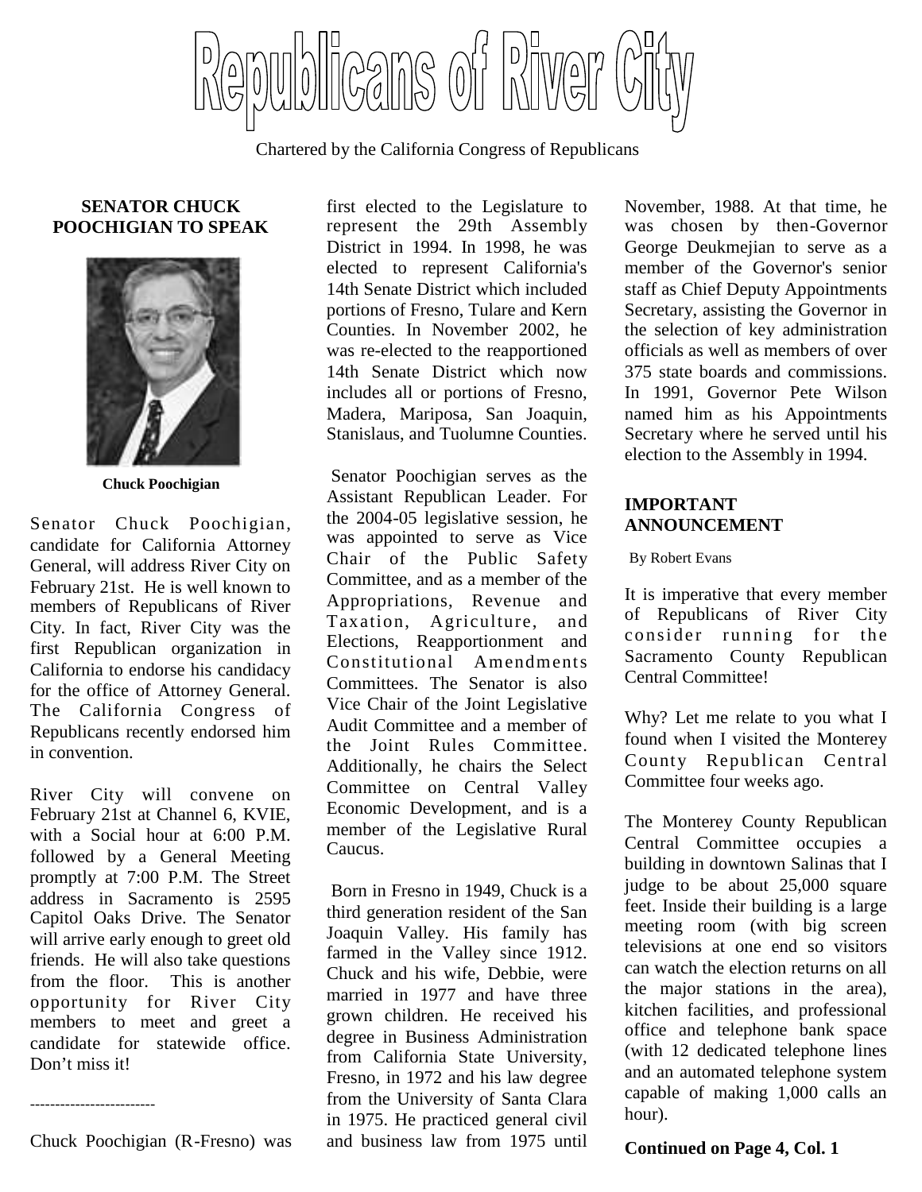# Republicans of River City

Chartered by the California Congress of Republicans

## SENATOR CHUCK POOCHIGIAN TO SPEAK

**Chuck Poochigian**

Senator Chuck Poochigian, candidate for California Attorney General, will address River City on February 21st. He is well known to members of Republicans of River City. In fact, River City was the first Republican organization in California to endorse his candidacy for the office of Attorney General. The California Congress of Republicans recently endorsed him in convention.

River City will convene on February 21st at Channel 6, KVIE, with a Social hour at 6:00 P.M. followed by a General Meeting promptly at 7:00 P.M. The Street address in Sacramento is 2595 Capitol Oaks Drive. The Senator will arrive early enough to greet old friends. He will also take questions from the floor. This is another opportunity for River City members to meet and greet a candidate for statewide office. Don't miss it!

-------------------------

Chuck Poochigian (R-Fresno) was first elected to the Legislature to represent the 29th Assembly District in 1994. In 1998, he was elected to represent California's 14th Senate District which included portions of Fresno, Tulare and Kern Counties. In November 2002, he was re-elected to the reapportioned 14th Senate District which now includes all or portions of Fresno, Madera, Mariposa, San Joaquin, Stanislaus, and Tuolumne Counties.

Senator Poochigian serves as the Assistant Republican Leader. For the 2004-05 legislative session, he was appointed to serve as Vice Chair of the Public Safety Committee, and as a member of the Appropriations, Revenue and Taxation, Agriculture, and Elections, Reapportionment and Constitutional Amendments Committees. The Senator is also Vice Chair of the Joint Legislative Audit Committee and a member of the Joint Rules Committee. Additionally, he chairs the Select Committee on Central Valley Economic Development, and is a member of the Legislative Rural Caucus.

Born in Fresno in 1949, Chuck is a third generation resident of the San Joaquin Valley. His family has farmed in the Valley since 1912. Chuck and his wife, Debbie, were married in 1977 and have three grown children. He received his degree in Business Administration from California State University, Fresno, in 1972 and his law degree from the University of Santa Clara in 1975. He practiced general civil and business law from 1975 until November, 1988. At that time, he was chosen by then-Governor George Deukmejian to serve as a member of the Governor's senior staff as Chief Deputy Appointments Secretary, assisting the Governor in the selection of key administration officials as well as members of over 375 state boards and commissions. In 1991, Governor Pete Wilson named him as his Appointments Secretary where he served until his election to the Assembly in 1994.

## IMPORTANT ANNOUNCEMENT

By Robert Evans

It is imperative that every member of Republicans of River City consider running for the Sacramento County Republican Central Committee!

Why? Let me relate to you what I found when I visited the Monterey County Republican Central Committee four weeks ago.

The Monterey County Republican Central Committee occupies a building in downtown Salinas that I judge to be about 25,000 square feet. Inside their building is a large meeting room (with big screen televisions at one end so visitors can watch the election returns on all the major stations in the area), kitchen facilities, and professional office and telephone bank space (with 12 dedicated telephone lines and an automated telephone system capable of making 1,000 calls an hour).

**Continued on Page 4, Col. 1**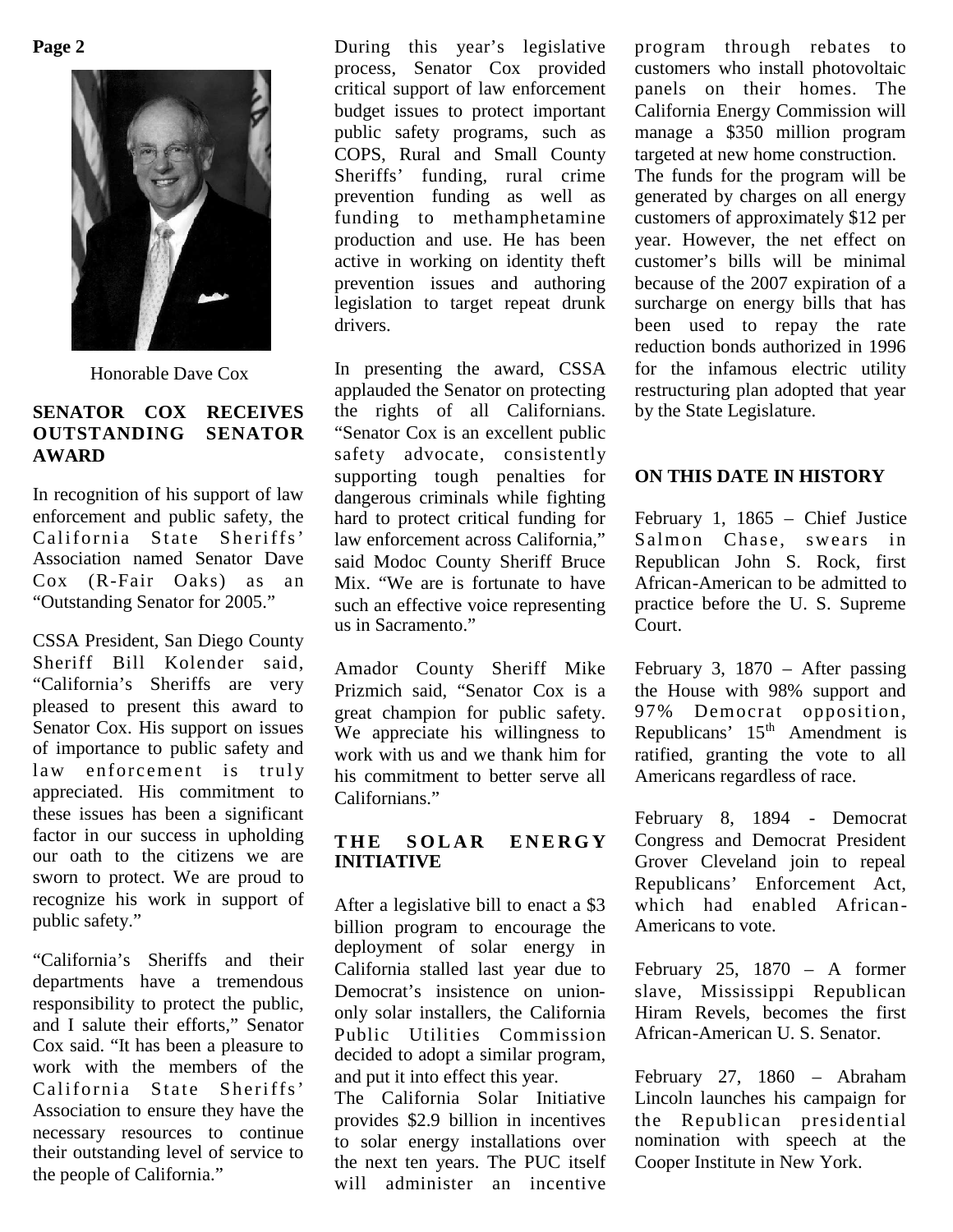Honorable Dave Cox

## SENATOR COX RECEIVES OUTSTANDING SENATOR AWARD

In recognition of his support of law enforcement and public safety, the California State Sheriffs' Association named Senator Dave Cox (R-Fair Oaks) as an "Outstanding Senator for 2005."

CSSA President, San Diego County Sheriff Bill Kolender said, "California's Sheriffs are very pleased to present this award to Senator Cox. His support on issues of importance to public safety and law enforcement is truly appreciated. His commitment to these issues has been a significant factor in our success in upholding our oath to the citizens we are sworn to protect. We are proud to recognize his work in support of public safety."

"California's Sheriffs and their departments have a tremendous responsibility to protect the public, and I salute their efforts," Senator Cox said. "It has been a pleasure to work with the members of the California State Sheriffs' Association to ensure they have the necessary resources to continue their outstanding level of service to the people of California."

During this year's legislative process, Senator Cox provided critical support of law enforcement budget issues to protect important public safety programs, such as COPS, Rural and Small County Sheriffs' funding, rural crime prevention funding as well as funding to methamphetamine production and use. He has been active in working on identity theft prevention issues and authoring legislation to target repeat drunk drivers.

In presenting the award, CSSA applauded the Senator on protecting the rights of all Californians. "Senator Cox is an excellent public safety advocate, consistently supporting tough penalties for dangerous criminals while fighting hard to protect critical funding for law enforcement across California," said Modoc County Sheriff Bruce Mix. "We are is fortunate to have such an effective voice representing us in Sacramento."

Amador County Sheriff Mike Prizmich said, "Senator Cox is a great champion for public safety. We appreciate his willingness to work with us and we thank him for his commitment to better serve all Californians."

## THE SOLAR ENERGY INITIATIVE

After a legislative bill to enact a $3 billion program to encourage the deployment of solar energy in California stalled last year due to Democrat's insistence on union-only solar installers, the California Public Utilities Commission decided to adopt a similar program, and put it into effect this year.

The California Solar Initiative provides $2.9 billion in incentives to solar energy installations over the next ten years. The PUC itself will administer an incentive program through rebates to customers who install photovoltaic panels on their homes. The California Energy Commission will manage a $350 million program targeted at new home construction.

The funds for the program will be generated by charges on all energy customers of approximately $12 per year. However, the net effect on customer's bills will be minimal because of the 2007 expiration of a surcharge on energy bills that has been used to repay the rate reduction bonds authorized in 1996 for the infamous electric utility restructuring plan adopted that year by the State Legislature.

## ON THIS DATE IN HISTORY

February 1, 1865 – Chief Justice Salmon Chase, swears in Republican John S. Rock, first African-American to be admitted to practice before the U. S. Supreme Court.

February 3, 1870 – After passing the House with 98% support and 97% Democrat opposition, Republicans' 15th Amendment is ratified, granting the vote to all Americans regardless of race.

February 8, 1894 - Democrat Congress and Democrat President Grover Cleveland join to repeal Republicans' Enforcement Act, which had enabled African-Americans to vote.

February 25, 1870 – A former slave, Mississippi Republican Hiram Revels, becomes the first African-American U. S. Senator.

February 27, 1860 – Abraham Lincoln launches his campaign for the Republican presidential nomination with speech at the Cooper Institute in New York.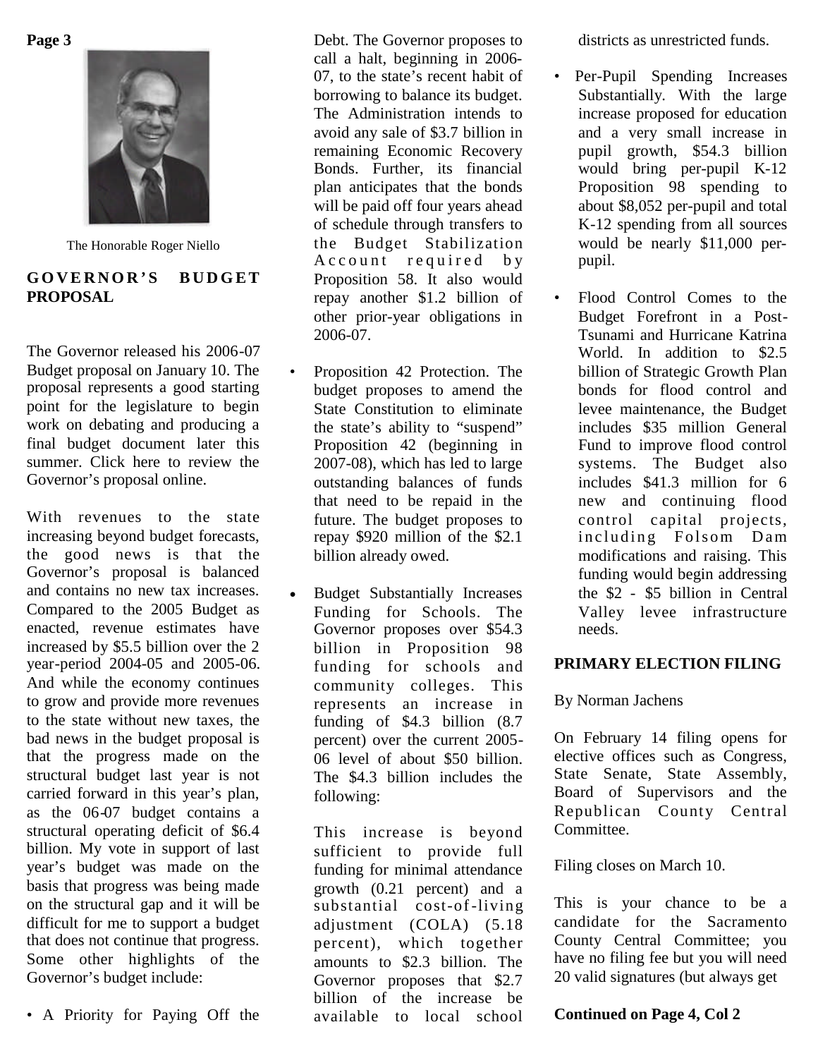The Honorable Roger Niello

## GOVERNOR'S BUDGET PROPOSAL

The Governor released his 2006-07 Budget proposal on January 10. The proposal represents a good starting point for the legislature to begin work on debating and producing a final budget document later this summer. Click here to review the Governor's proposal online.

With revenues to the state increasing beyond budget forecasts, the good news is that the Governor's proposal is balanced and contains no new tax increases. Compared to the 2005 Budget as enacted, revenue estimates have increased by $5.5 billion over the 2 year-period 2004-05 and 2005-06. And while the economy continues to grow and provide more revenues to the state without new taxes, the bad news in the budget proposal is that the progress made on the structural budget last year is not carried forward in this year's plan, as the 06-07 budget contains a structural operating deficit of $6.4 billion. My vote in support of last year's budget was made on the basis that progress was being made on the structural gap and it will be difficult for me to support a budget that does not continue that progress. Some other highlights of the Governor's budget include:

- A Priority for Paying Off the Debt. The Governor proposes to call a halt, beginning in 2006-07, to the state's recent habit of borrowing to balance its budget. The Administration intends to avoid any sale of $3.7 billion in remaining Economic Recovery Bonds. Further, its financial plan anticipates that the bonds will be paid off four years ahead of schedule through transfers to the Budget Stabilization Account required by Proposition 58. It also would repay another $1.2 billion of other prior-year obligations in 2006-07.

- Proposition 42 Protection. The budget proposes to amend the State Constitution to eliminate the state's ability to "suspend" Proposition 42 (beginning in 2007-08), which has led to large outstanding balances of funds that need to be repaid in the future. The budget proposes to repay $920 million of the $2.1 billion already owed.

- Budget Substantially Increases Funding for Schools. The Governor proposes over $54.3 billion in Proposition 98 funding for schools and community colleges. This represents an increase in funding of $4.3 billion (8.7 percent) over the current 2005-06 level of about $50 billion. The $4.3 billion includes the following:

  This increase is beyond sufficient to provide full funding for minimal attendance growth (0.21 percent) and a substantial cost-of-living adjustment (COLA) (5.18 percent), which together amounts to $2.3 billion. The Governor proposes that $2.7 billion of the increase be available to local school districts as unrestricted funds.

- Per-Pupil Spending Increases Substantially. With the large increase proposed for education and a very small increase in pupil growth, $54.3 billion would bring per-pupil K-12 Proposition 98 spending to about $8,052 per-pupil and total K-12 spending from all sources would be nearly $11,000 per-pupil.

- Flood Control Comes to the Budget Forefront in a Post-Tsunami and Hurricane Katrina World. In addition to $2.5 billion of Strategic Growth Plan bonds for flood control and levee maintenance, the Budget includes $35 million General Fund to improve flood control systems. The Budget also includes $41.3 million for 6 new and continuing flood control capital projects, including Folsom Dam modifications and raising. This funding would begin addressing the $2 - $5 billion in Central Valley levee infrastructure needs.

## PRIMARY ELECTION FILING

By Norman Jachens

On February 14 filing opens for elective offices such as Congress, State Senate, State Assembly, Board of Supervisors and the Republican County Central Committee.

Filing closes on March 10.

This is your chance to be a candidate for the Sacramento County Central Committee; you have no filing fee but you will need 20 valid signatures (but always get

**Continued on Page 4, Col 2**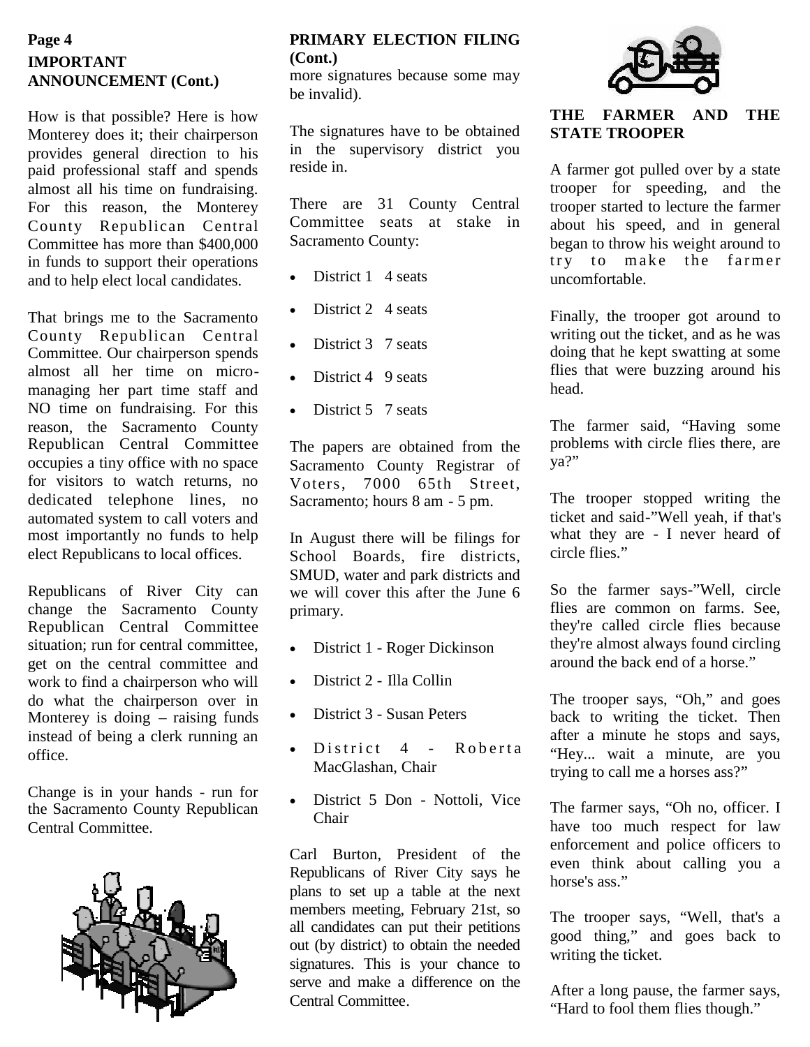## IMPORTANT ANNOUNCEMENT (Cont.)

How is that possible? Here is how Monterey does it; their chairperson provides general direction to his paid professional staff and spends almost all his time on fundraising. For this reason, the Monterey County Republican Central Committee has more than $400,000 in funds to support their operations and to help elect local candidates.

That brings me to the Sacramento County Republican Central Committee. Our chairperson spends almost all her time on micro-managing her part time staff and NO time on fundraising. For this reason, the Sacramento County Republican Central Committee occupies a tiny office with no space for visitors to watch returns, no dedicated telephone lines, no automated system to call voters and most importantly no funds to help elect Republicans to local offices.

Republicans of River City can change the Sacramento County Republican Central Committee situation; run for central committee, get on the central committee and work to find a chairperson who will do what the chairperson over in Monterey is doing – raising funds instead of being a clerk running an office.

Change is in your hands - run for the Sacramento County Republican Central Committee.

## PRIMARY ELECTION FILING (Cont.)

more signatures because some may be invalid).

The signatures have to be obtained in the supervisory district you reside in.

There are 31 County Central Committee seats at stake in Sacramento County:

- District 1 4 seats
- District 2 4 seats
- District 3 7 seats
- District 4 9 seats
- District 5 7 seats

The papers are obtained from the Sacramento County Registrar of Voters, 7000 65th Street, Sacramento; hours 8 am - 5 pm.

In August there will be filings for School Boards, fire districts, SMUD, water and park districts and we will cover this after the June 6 primary.

- District 1 - Roger Dickinson
- District 2 - Illa Collin
- District 3 - Susan Peters
- District 4 - Roberta MacGlashan, Chair
- District 5 Don - Nottoli, Vice Chair

Carl Burton, President of the Republicans of River City says he plans to set up a table at the next members meeting, February 21st, so all candidates can put their petitions out (by district) to obtain the needed signatures. This is your chance to serve and make a difference on the Central Committee.

## THE FARMER AND THE STATE TROOPER

A farmer got pulled over by a state trooper for speeding, and the trooper started to lecture the farmer about his speed, and in general began to throw his weight around to try to make the farmer uncomfortable.

Finally, the trooper got around to writing out the ticket, and as he was doing that he kept swatting at some flies that were buzzing around his head.

The farmer said, "Having some problems with circle flies there, are ya?"

The trooper stopped writing the ticket and said-"Well yeah, if that's what they are - I never heard of circle flies."

So the farmer says-"Well, circle flies are common on farms. See, they're called circle flies because they're almost always found circling around the back end of a horse."

The trooper says, "Oh," and goes back to writing the ticket. Then after a minute he stops and says, "Hey... wait a minute, are you trying to call me a horses ass?"

The farmer says, "Oh no, officer. I have too much respect for law enforcement and police officers to even think about calling you a horse's ass."

The trooper says, "Well, that's a good thing," and goes back to writing the ticket.

After a long pause, the farmer says, "Hard to fool them flies though."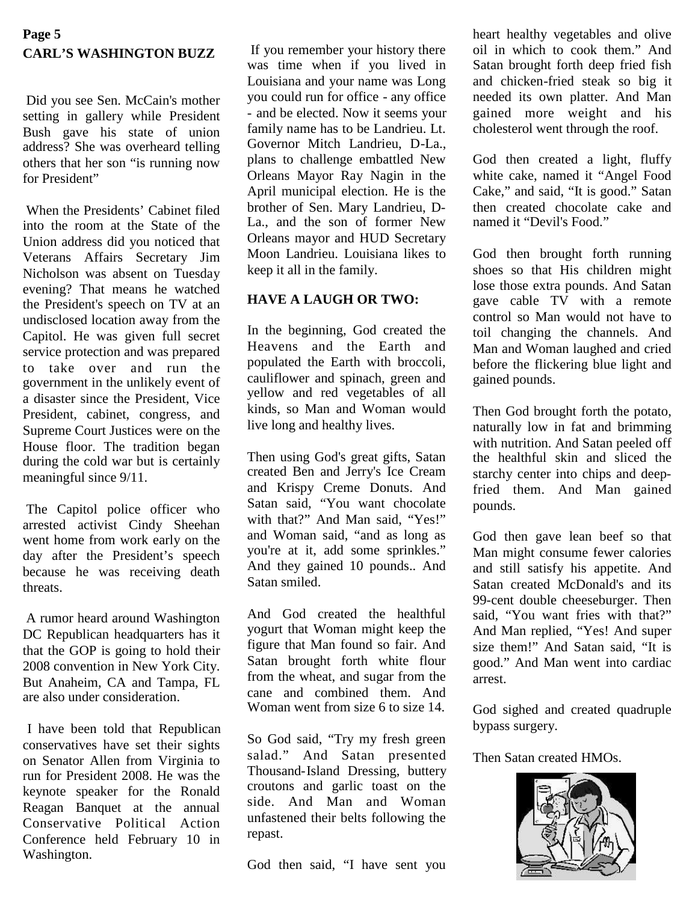## CARL'S WASHINGTON BUZZ

Did you see Sen. McCain's mother setting in gallery while President Bush gave his state of union address? She was overheard telling others that her son "is running now for President"

When the Presidents' Cabinet filed into the room at the State of the Union address did you noticed that Veterans Affairs Secretary Jim Nicholson was absent on Tuesday evening? That means he watched the President's speech on TV at an undisclosed location away from the Capitol. He was given full secret service protection and was prepared to take over and run the government in the unlikely event of a disaster since the President, Vice President, cabinet, congress, and Supreme Court Justices were on the House floor. The tradition began during the cold war but is certainly meaningful since 9/11.

The Capitol police officer who arrested activist Cindy Sheehan went home from work early on the day after the President's speech because he was receiving death threats.

A rumor heard around Washington DC Republican headquarters has it that the GOP is going to hold their 2008 convention in New York City. But Anaheim, CA and Tampa, FL are also under consideration.

I have been told that Republican conservatives have set their sights on Senator Allen from Virginia to run for President 2008. He was the keynote speaker for the Ronald Reagan Banquet at the annual Conservative Political Action Conference held February 10 in Washington.

If you remember your history there was time when if you lived in Louisiana and your name was Long you could run for office - any office - and be elected. Now it seems your family name has to be Landrieu. Lt. Governor Mitch Landrieu, D-La., plans to challenge embattled New Orleans Mayor Ray Nagin in the April municipal election. He is the brother of Sen. Mary Landrieu, D-La., and the son of former New Orleans mayor and HUD Secretary Moon Landrieu. Louisiana likes to keep it all in the family.

### HAVE A LAUGH OR TWO:

In the beginning, God created the Heavens and the Earth and populated the Earth with broccoli, cauliflower and spinach, green and yellow and red vegetables of all kinds, so Man and Woman would live long and healthy lives.

Then using God's great gifts, Satan created Ben and Jerry's Ice Cream and Krispy Creme Donuts. And Satan said, "You want chocolate with that?" And Man said, "Yes!" and Woman said, "and as long as you're at it, add some sprinkles." And they gained 10 pounds.. And Satan smiled.

And God created the healthful yogurt that Woman might keep the figure that Man found so fair. And Satan brought forth white flour from the wheat, and sugar from the cane and combined them. And Woman went from size 6 to size 14.

So God said, "Try my fresh green salad." And Satan presented Thousand-Island Dressing, buttery croutons and garlic toast on the side. And Man and Woman unfastened their belts following the repast.

God then said, "I have sent you heart healthy vegetables and olive oil in which to cook them." And Satan brought forth deep fried fish and chicken-fried steak so big it needed its own platter. And Man gained more weight and his cholesterol went through the roof.

God then created a light, fluffy white cake, named it "Angel Food Cake," and said, "It is good." Satan then created chocolate cake and named it "Devil's Food."

God then brought forth running shoes so that His children might lose those extra pounds. And Satan gave cable TV with a remote control so Man would not have to toil changing the channels. And Man and Woman laughed and cried before the flickering blue light and gained pounds.

Then God brought forth the potato, naturally low in fat and brimming with nutrition. And Satan peeled off the healthful skin and sliced the starchy center into chips and deep-fried them. And Man gained pounds.

God then gave lean beef so that Man might consume fewer calories and still satisfy his appetite. And Satan created McDonald's and its 99-cent double cheeseburger. Then said, "You want fries with that?" And Man replied, "Yes! And super size them!" And Satan said, "It is good." And Man went into cardiac arrest.

God sighed and created quadruple bypass surgery.

Then Satan created HMOs.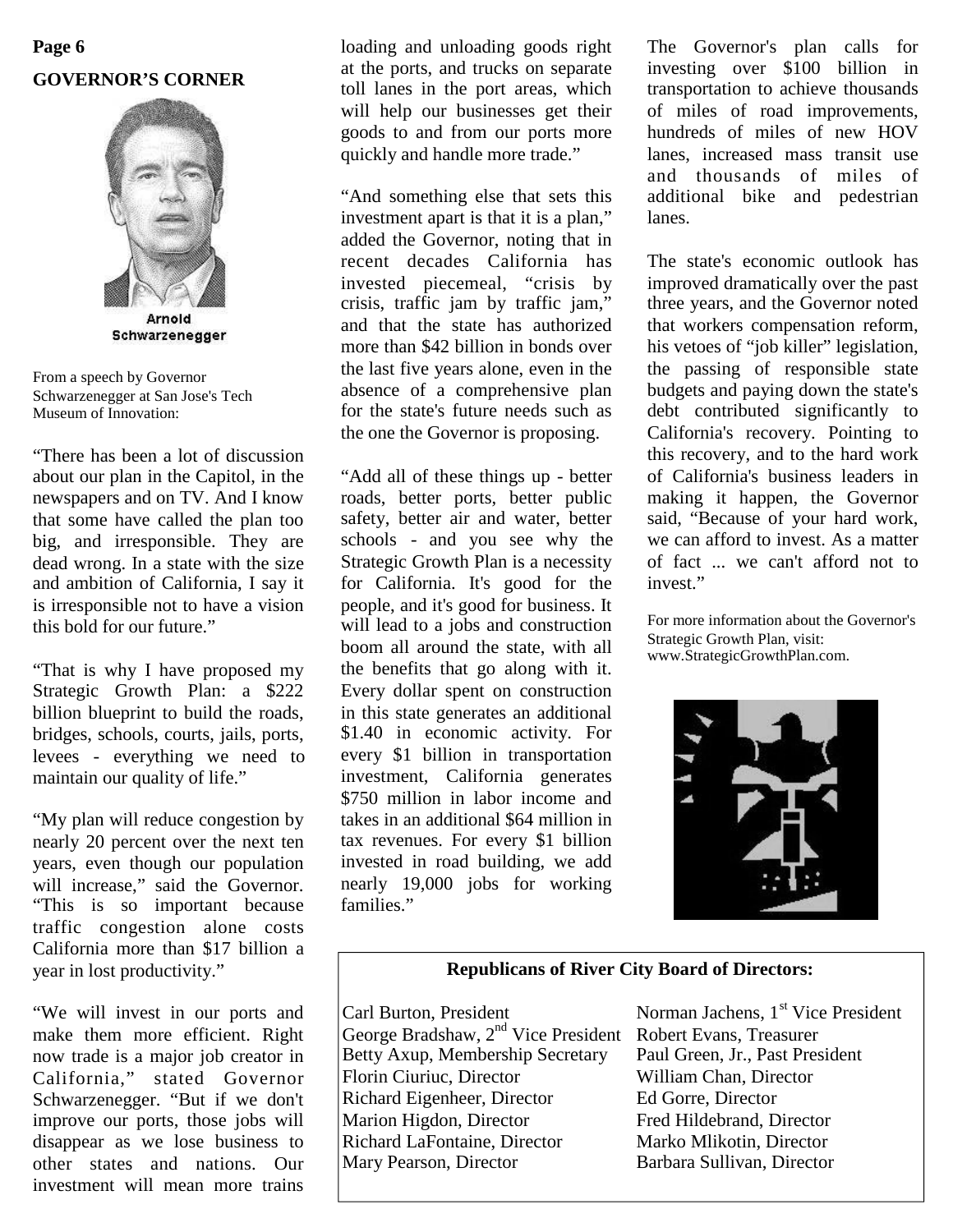# GOVERNOR'S CORNER

Arnold Schwarzenegger

From a speech by Governor Schwarzenegger at San Jose's Tech Museum of Innovation:

"There has been a lot of discussion about our plan in the Capitol, in the newspapers and on TV. And I know that some have called the plan too big, and irresponsible. They are dead wrong. In a state with the size and ambition of California, I say it is irresponsible not to have a vision this bold for our future."

"That is why I have proposed my Strategic Growth Plan: a $222 billion blueprint to build the roads, bridges, schools, courts, jails, ports, levees - everything we need to maintain our quality of life."

"My plan will reduce congestion by nearly 20 percent over the next ten years, even though our population will increase," said the Governor. "This is so important because traffic congestion alone costs California more than $17 billion a year in lost productivity."

"We will invest in our ports and make them more efficient. Right now trade is a major job creator in California," stated Governor Schwarzenegger. "But if we don't improve our ports, those jobs will disappear as we lose business to other states and nations. Our investment will mean more trains loading and unloading goods right at the ports, and trucks on separate toll lanes in the port areas, which will help our businesses get their goods to and from our ports more quickly and handle more trade."

"And something else that sets this investment apart is that it is a plan," added the Governor, noting that in recent decades California has invested piecemeal, "crisis by crisis, traffic jam by traffic jam," and that the state has authorized more than $42 billion in bonds over the last five years alone, even in the absence of a comprehensive plan for the state's future needs such as the one the Governor is proposing.

"Add all of these things up - better roads, better ports, better public safety, better air and water, better schools - and you see why the Strategic Growth Plan is a necessity for California. It's good for the people, and it's good for business. It will lead to a jobs and construction boom all around the state, with all the benefits that go along with it. Every dollar spent on construction in this state generates an additional $1.40 in economic activity. For every $1 billion in transportation investment, California generates $750 million in labor income and takes in an additional $64 million in tax revenues. For every $1 billion invested in road building, we add nearly 19,000 jobs for working families."

The Governor's plan calls for investing over $100 billion in transportation to achieve thousands of miles of road improvements, hundreds of miles of new HOV lanes, increased mass transit use and thousands of miles of additional bike and pedestrian lanes.

The state's economic outlook has improved dramatically over the past three years, and the Governor noted that workers compensation reform, his vetoes of "job killer" legislation, the passing of responsible state budgets and paying down the state's debt contributed significantly to California's recovery. Pointing to this recovery, and to the hard work of California's business leaders in making it happen, the Governor said, "Because of your hard work, we can afford to invest. As a matter of fact ... we can't afford not to invest."

For more information about the Governor's Strategic Growth Plan, visit: www.StrategicGrowthPlan.com.

**Republicans of River City Board of Directors:**

Carl Burton, President
Norman Jachens, 1st Vice President
George Bradshaw, 2nd Vice President
Robert Evans, Treasurer
Betty Axup, Membership Secretary
Paul Green, Jr., Past President
Florin Ciuriuc, Director
William Chan, Director
Richard Eigenheer, Director
Ed Gorre, Director
Marion Higdon, Director
Fred Hildebrand, Director
Richard LaFontaine, Director
Marko Mlikotin, Director
Mary Pearson, Director
Barbara Sullivan, Director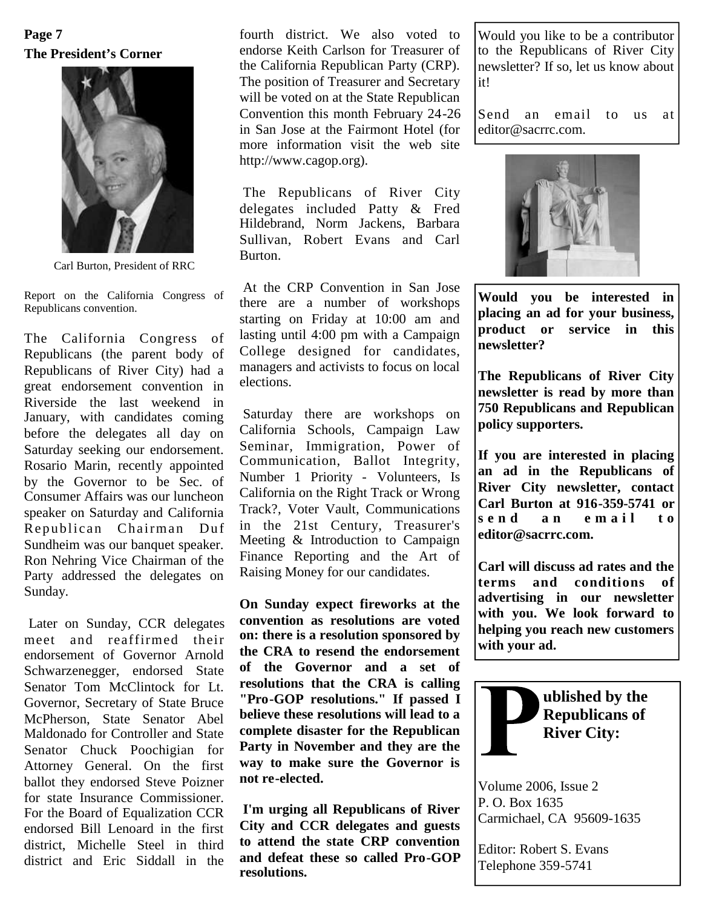**Page 7**

## The President's Corner

Carl Burton, President of RRC

Report on the California Congress of Republicans convention.

The California Congress of Republicans (the parent body of Republicans of River City) had a great endorsement convention in Riverside the last weekend in January, with candidates coming before the delegates all day on Saturday seeking our endorsement. Rosario Marin, recently appointed by the Governor to be Sec. of Consumer Affairs was our luncheon speaker on Saturday and California Republican Chairman Duf Sundheim was our banquet speaker. Ron Nehring Vice Chairman of the Party addressed the delegates on Sunday.

Later on Sunday, CCR delegates meet and reaffirmed their endorsement of Governor Arnold Schwarzenegger, endorsed State Senator Tom McClintock for Lt. Governor, Secretary of State Bruce McPherson, State Senator Abel Maldonado for Controller and State Senator Chuck Poochigian for Attorney General. On the first ballot they endorsed Steve Poizner for state Insurance Commissioner. For the Board of Equalization CCR endorsed Bill Lenoard in the first district, Michelle Steel in third district and Eric Siddall in the fourth district. We also voted to endorse Keith Carlson for Treasurer of the California Republican Party (CRP). The position of Treasurer and Secretary will be voted on at the State Republican Convention this month February 24-26 in San Jose at the Fairmont Hotel (for more information visit the web site http://www.cagop.org).

The Republicans of River City delegates included Patty & Fred Hildebrand, Norm Jackens, Barbara Sullivan, Robert Evans and Carl Burton.

At the CRP Convention in San Jose there are a number of workshops starting on Friday at 10:00 am and lasting until 4:00 pm with a Campaign College designed for candidates, managers and activists to focus on local elections.

Saturday there are workshops on California Schools, Campaign Law Seminar, Immigration, Power of Communication, Ballot Integrity, Number 1 Priority - Volunteers, Is California on the Right Track or Wrong Track?, Voter Vault, Communications in the 21st Century, Treasurer's Meeting & Introduction to Campaign Finance Reporting and the Art of Raising Money for our candidates.

**On Sunday expect fireworks at the convention as resolutions are voted on: there is a resolution sponsored by the CRA to resend the endorsement of the Governor and a set of resolutions that the CRA is calling "Pro-GOP resolutions." If passed I believe these resolutions will lead to a complete disaster for the Republican Party in November and they are the way to make sure the Governor is not re-elected.**

**I'm urging all Republicans of River City and CCR delegates and guests to attend the state CRP convention and defeat these so called Pro-GOP resolutions.**

---

Would you like to be a contributor to the Republicans of River City newsletter? If so, let us know about it!

Send an email to us at editor@sacrrc.com.

---

**Would you be interested in placing an ad for your business, product or service in this newsletter?**

**The Republicans of River City newsletter is read by more than 750 Republicans and Republican policy supporters.**

**If you are interested in placing an ad in the Republicans of River City newsletter, contact Carl Burton at 916-359-5741 or send an email to editor@sacrrc.com.**

**Carl will discuss ad rates and the terms and conditions of advertising in our newsletter with you. We look forward to helping you reach new customers with your ad.**

---

**Published by the Republicans of River City:**

Volume 2006, Issue 2
P. O. Box 1635
Carmichael, CA 95609-1635

Editor: Robert S. Evans
Telephone 359-5741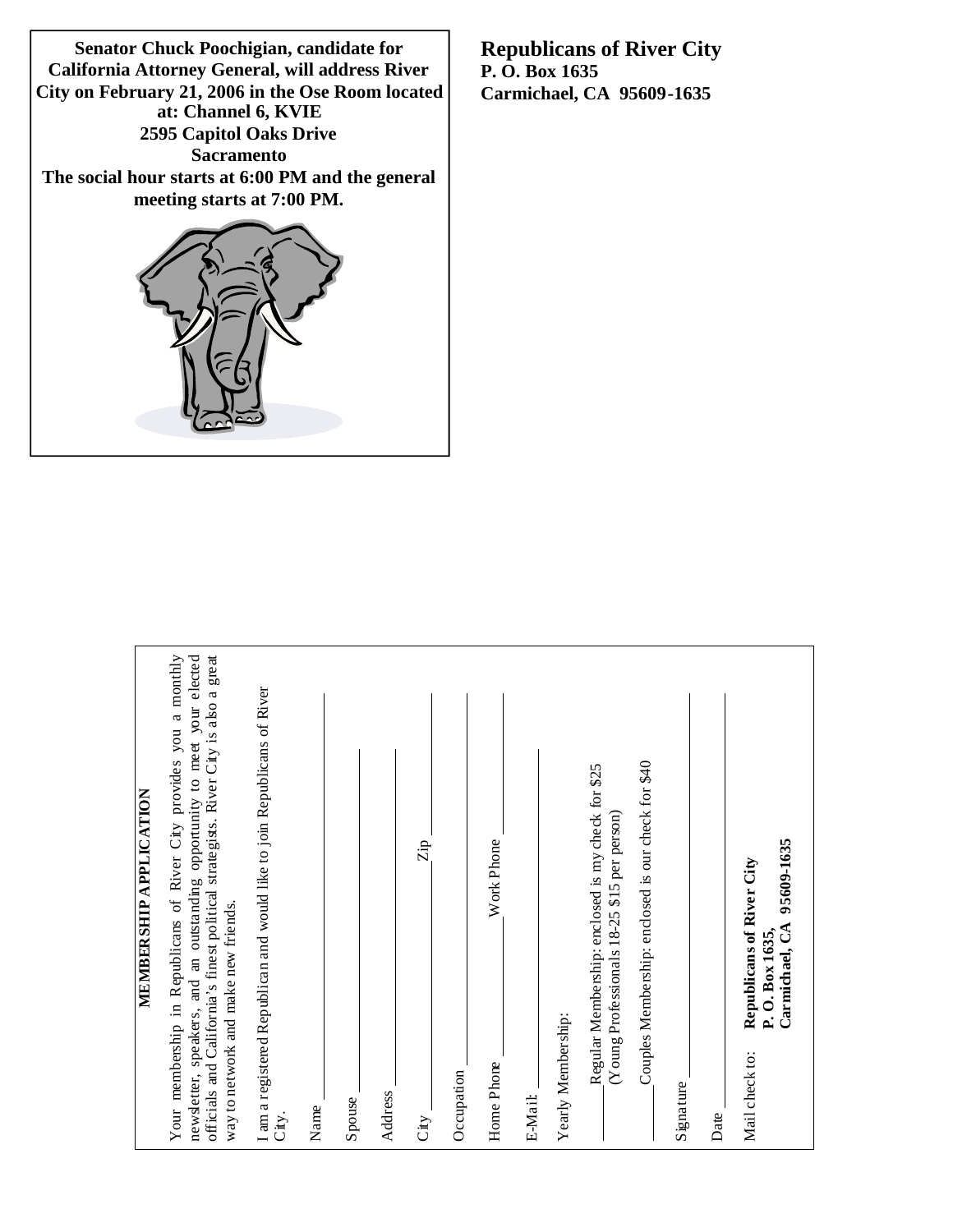**Senator Chuck Poochigian, candidate for California Attorney General, will address River City on February 21, 2006 in the Ose Room located at: Channel 6, KVIE**
**2595 Capitol Oaks Drive**
**Sacramento**
**The social hour starts at 6:00 PM and the general meeting starts at 7:00 PM.**

**Republicans of River City**
**P. O. Box 1635**
**Carmichael, CA 95609-1635**

## MEMBERSHIP APPLICATION

Your membership in Republicans of River City provides you a monthly newsletter, speakers, and an outstanding opportunity to meet your elected officials and California's finest political strategists. River City is also a great way to network and make new friends.

I am a registered Republican and would like to join Republicans of River City.

Name ______________________

Spouse ______________________

Address ______________________

City ______________ Zip ______________

Occupation ______________________

Home Phone ______________ Work Phone ______________

E-Mail: ______________________

Yearly Membership:

_____ Regular Membership: enclosed is my check for $25
(Young Professionals 18-25 $15 per person)

_____ Couples Membership: enclosed is our check for $40

Signature ______________________

Date ______________________

Mail check to: **Republicans of River City**
**P. O. Box 1635,**
**Carmichael, CA 95609-1635**